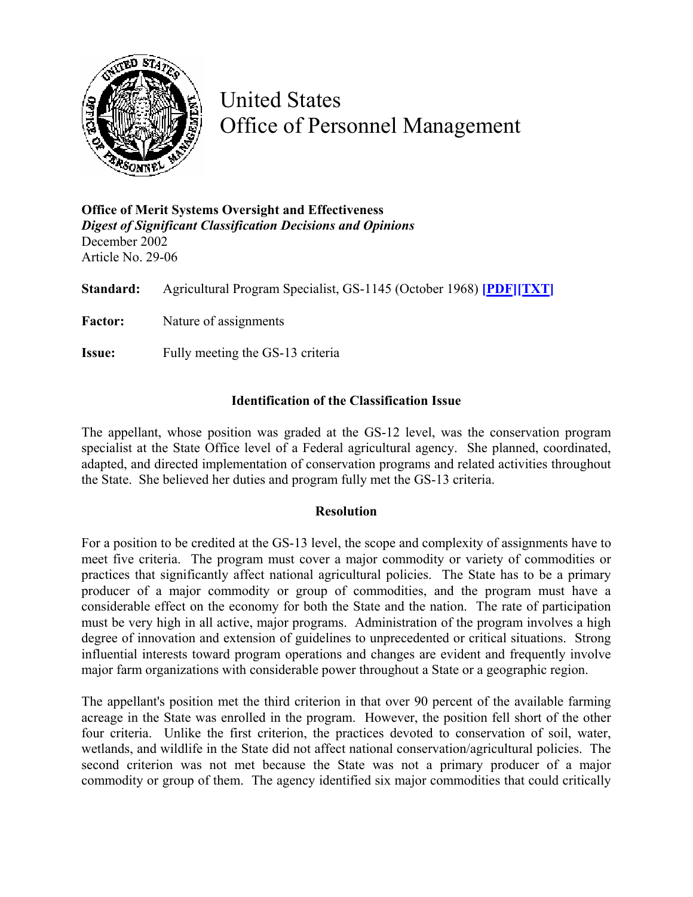# United States Office of Personnel Management

**Office of Merit Systems Oversight and Effectiveness**
***Digest of Significant Classification Decisions and Opinions***
December 2002
Article No. 29-06

**Standard:** Agricultural Program Specialist, GS-1145 (October 1968) **[PDF][TXT]**

**Factor:** Nature of assignments

**Issue:** Fully meeting the GS-13 criteria

## Identification of the Classification Issue

The appellant, whose position was graded at the GS-12 level, was the conservation program specialist at the State Office level of a Federal agricultural agency. She planned, coordinated, adapted, and directed implementation of conservation programs and related activities throughout the State. She believed her duties and program fully met the GS-13 criteria.

## Resolution

For a position to be credited at the GS-13 level, the scope and complexity of assignments have to meet five criteria. The program must cover a major commodity or variety of commodities or practices that significantly affect national agricultural policies. The State has to be a primary producer of a major commodity or group of commodities, and the program must have a considerable effect on the economy for both the State and the nation. The rate of participation must be very high in all active, major programs. Administration of the program involves a high degree of innovation and extension of guidelines to unprecedented or critical situations. Strong influential interests toward program operations and changes are evident and frequently involve major farm organizations with considerable power throughout a State or a geographic region.

The appellant's position met the third criterion in that over 90 percent of the available farming acreage in the State was enrolled in the program. However, the position fell short of the other four criteria. Unlike the first criterion, the practices devoted to conservation of soil, water, wetlands, and wildlife in the State did not affect national conservation/agricultural policies. The second criterion was not met because the State was not a primary producer of a major commodity or group of them. The agency identified six major commodities that could critically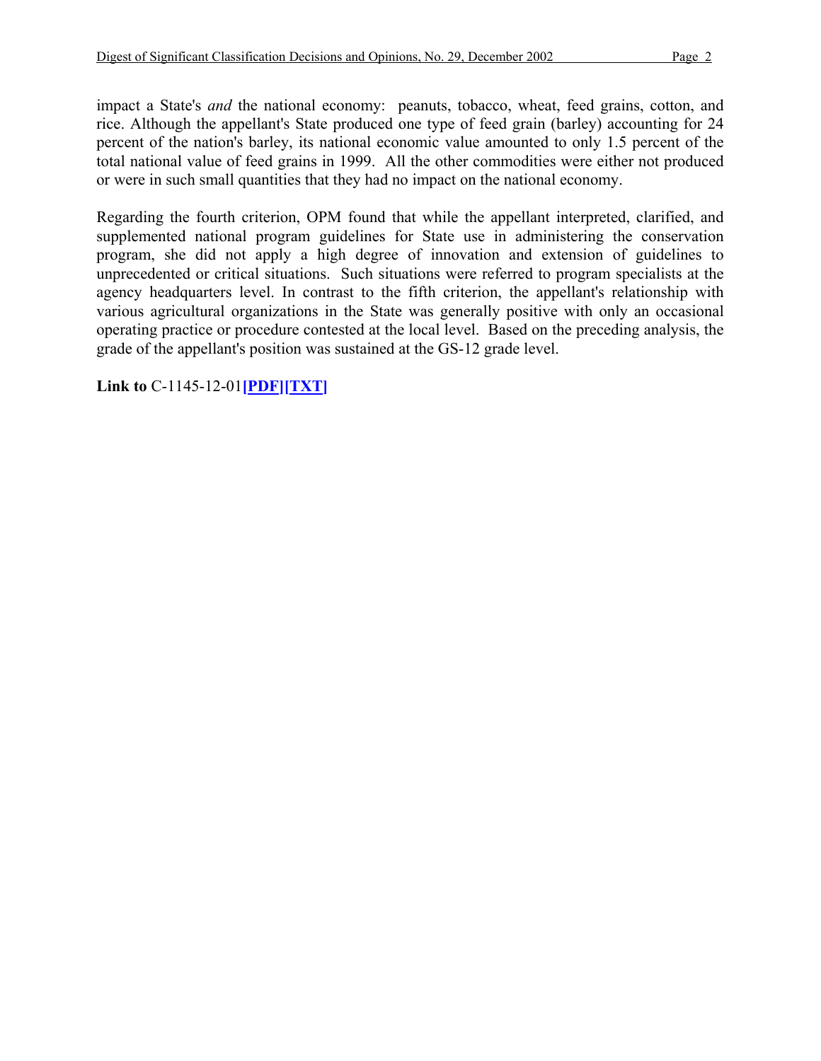impact a State's *and* the national economy: peanuts, tobacco, wheat, feed grains, cotton, and rice. Although the appellant's State produced one type of feed grain (barley) accounting for 24 percent of the nation's barley, its national economic value amounted to only 1.5 percent of the total national value of feed grains in 1999. All the other commodities were either not produced or were in such small quantities that they had no impact on the national economy.

Regarding the fourth criterion, OPM found that while the appellant interpreted, clarified, and supplemented national program guidelines for State use in administering the conservation program, she did not apply a high degree of innovation and extension of guidelines to unprecedented or critical situations. Such situations were referred to program specialists at the agency headquarters level. In contrast to the fifth criterion, the appellant's relationship with various agricultural organizations in the State was generally positive with only an occasional operating practice or procedure contested at the local level. Based on the preceding analysis, the grade of the appellant's position was sustained at the GS-12 grade level.

**Link to** C-1145-12-01**[PDF][TXT]**